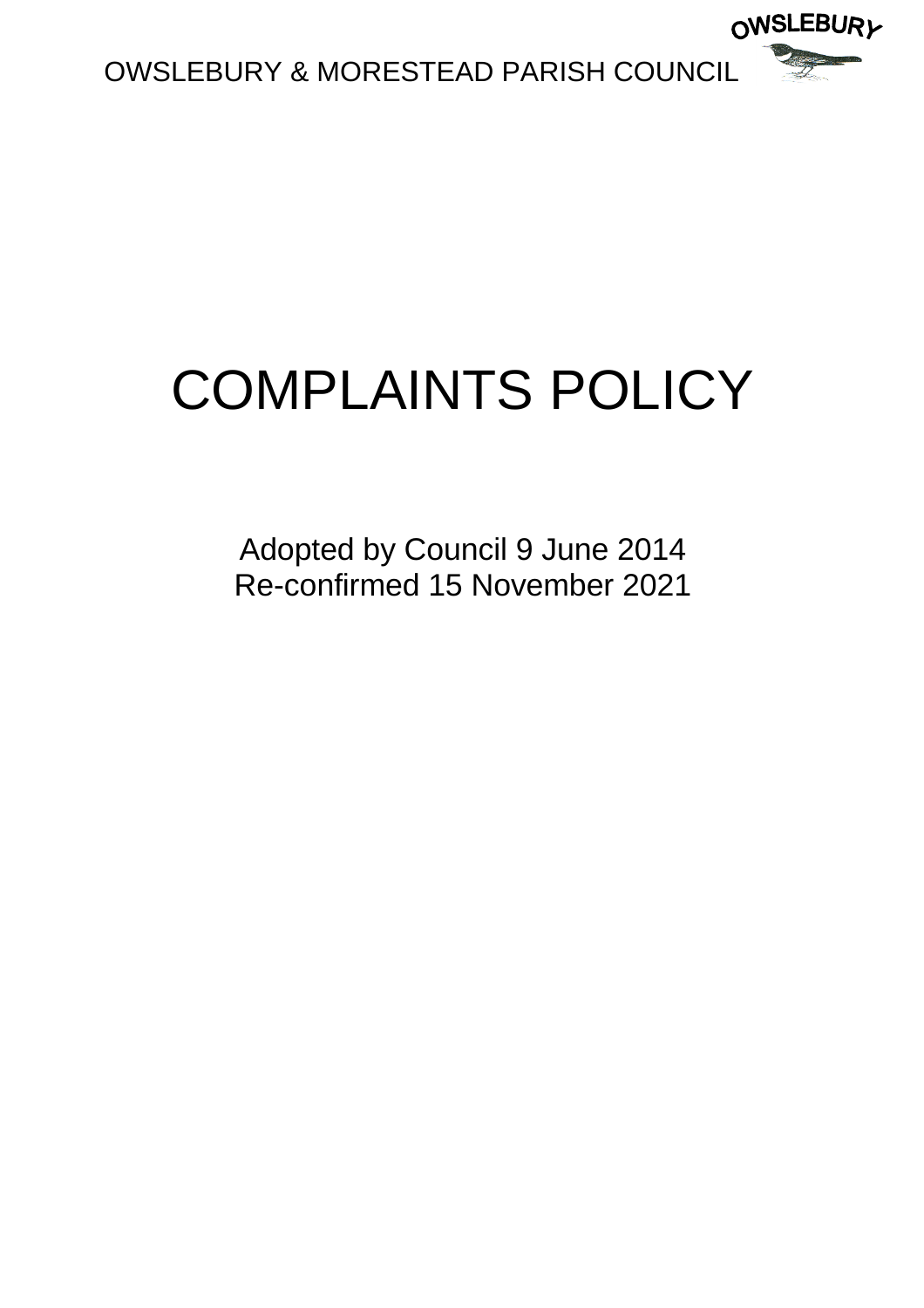OWSLEBURY & MORESTEAD PARISH COUNCIL

# COMPLAINTS POLICY

Adopted by Council 9 June 2014
Re-confirmed 15 November 2021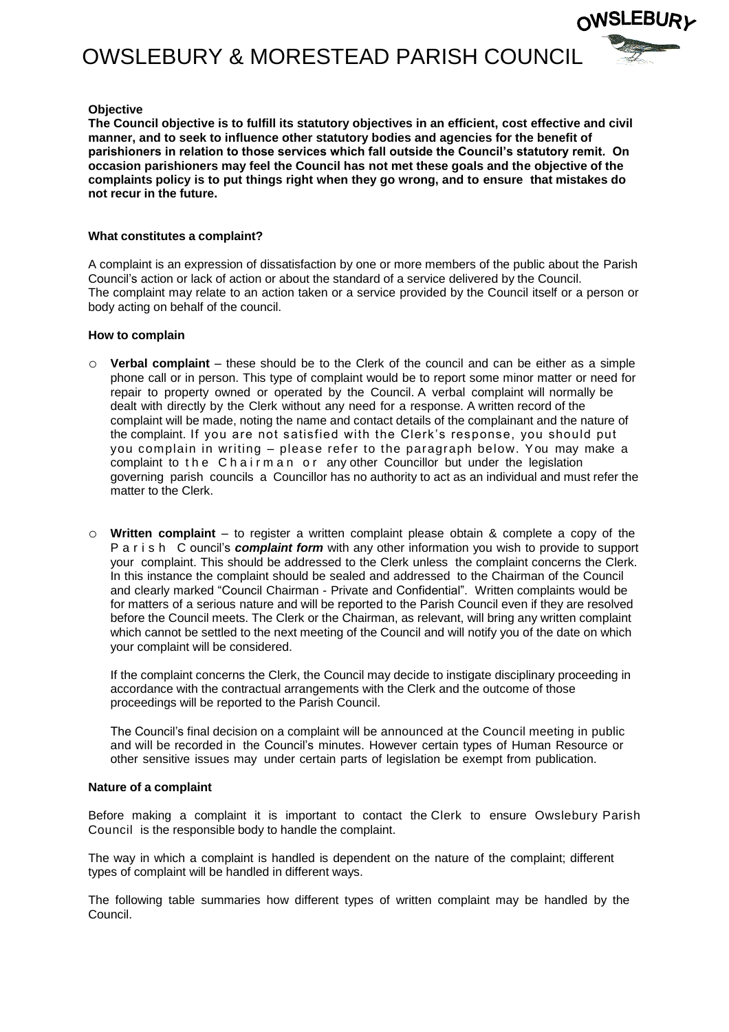# OWSLEBURY & MORESTEAD PARISH COUNCIL

**Objective**

**The Council objective is to fulfill its statutory objectives in an efficient, cost effective and civil manner, and to seek to influence other statutory bodies and agencies for the benefit of parishioners in relation to those services which fall outside the Council's statutory remit. On occasion parishioners may feel the Council has not met these goals and the objective of the complaints policy is to put things right when they go wrong, and to ensure that mistakes do not recur in the future.**

**What constitutes a complaint?**

A complaint is an expression of dissatisfaction by one or more members of the public about the Parish Council's action or lack of action or about the standard of a service delivered by the Council. The complaint may relate to an action taken or a service provided by the Council itself or a person or body acting on behalf of the council.

**How to complain**

- **Verbal complaint** – these should be to the Clerk of the council and can be either as a simple phone call or in person. This type of complaint would be to report some minor matter or need for repair to property owned or operated by the Council. A verbal complaint will normally be dealt with directly by the Clerk without any need for a response. A written record of the complaint will be made, noting the name and contact details of the complainant and the nature of the complaint. If you are not satisfied with the Clerk's response, you should put you complain in writing – please refer to the paragraph below. You may make a complaint to the Chairman or any other Councillor but under the legislation governing parish councils a Councillor has no authority to act as an individual and must refer the matter to the Clerk.

- **Written complaint** – to register a written complaint please obtain & complete a copy of the Parish Council's ***complaint form*** with any other information you wish to provide to support your complaint. This should be addressed to the Clerk unless the complaint concerns the Clerk. In this instance the complaint should be sealed and addressed to the Chairman of the Council and clearly marked "Council Chairman - Private and Confidential". Written complaints would be for matters of a serious nature and will be reported to the Parish Council even if they are resolved before the Council meets. The Clerk or the Chairman, as relevant, will bring any written complaint which cannot be settled to the next meeting of the Council and will notify you of the date on which your complaint will be considered.

  If the complaint concerns the Clerk, the Council may decide to instigate disciplinary proceeding in accordance with the contractual arrangements with the Clerk and the outcome of those proceedings will be reported to the Parish Council.

  The Council's final decision on a complaint will be announced at the Council meeting in public and will be recorded in the Council's minutes. However certain types of Human Resource or other sensitive issues may under certain parts of legislation be exempt from publication.

**Nature of a complaint**

Before making a complaint it is important to contact the Clerk to ensure Owslebury Parish Council is the responsible body to handle the complaint.

The way in which a complaint is handled is dependent on the nature of the complaint; different types of complaint will be handled in different ways.

The following table summaries how different types of written complaint may be handled by the Council.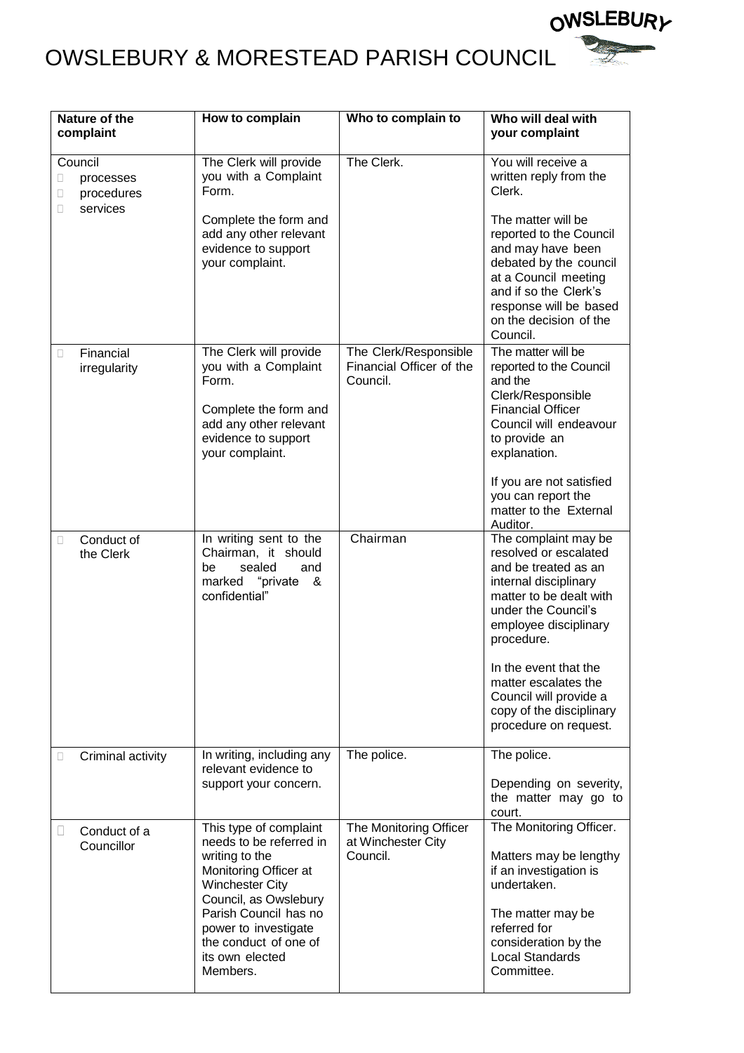# OWSLEBURY & MORESTEAD PARISH COUNCIL

| Nature of the complaint | How to complain | Who to complain to | Who will deal with your complaint |
|---|---|---|---|
| Council<br>- processes<br>- procedures<br>- services | The Clerk will provide you with a Complaint Form.<br><br>Complete the form and add any other relevant evidence to support your complaint. | The Clerk. | You will receive a written reply from the Clerk.<br><br>The matter will be reported to the Council and may have been debated by the council at a Council meeting and if so the Clerk's response will be based on the decision of the Council. |
| - Financial irregularity | The Clerk will provide you with a Complaint Form.<br><br>Complete the form and add any other relevant evidence to support your complaint. | The Clerk/Responsible Financial Officer of the Council. | The matter will be reported to the Council and the Clerk/Responsible Financial Officer Council will endeavour to provide an explanation.<br><br>If you are not satisfied you can report the matter to the External Auditor. |
| - Conduct of the Clerk | In writing sent to the Chairman, it should be sealed and marked "private & confidential" | Chairman | The complaint may be resolved or escalated and be treated as an internal disciplinary matter to be dealt with under the Council's employee disciplinary procedure.<br><br>In the event that the matter escalates the Council will provide a copy of the disciplinary procedure on request. |
| - Criminal activity | In writing, including any relevant evidence to support your concern. | The police. | The police.<br><br>Depending on severity, the matter may go to court. |
| - Conduct of a Councillor | This type of complaint needs to be referred in writing to the Monitoring Officer at Winchester City Council, as Owslebury Parish Council has no power to investigate the conduct of one of its own elected Members. | The Monitoring Officer at Winchester City Council. | The Monitoring Officer.<br><br>Matters may be lengthy if an investigation is undertaken.<br><br>The matter may be referred for consideration by the Local Standards Committee. |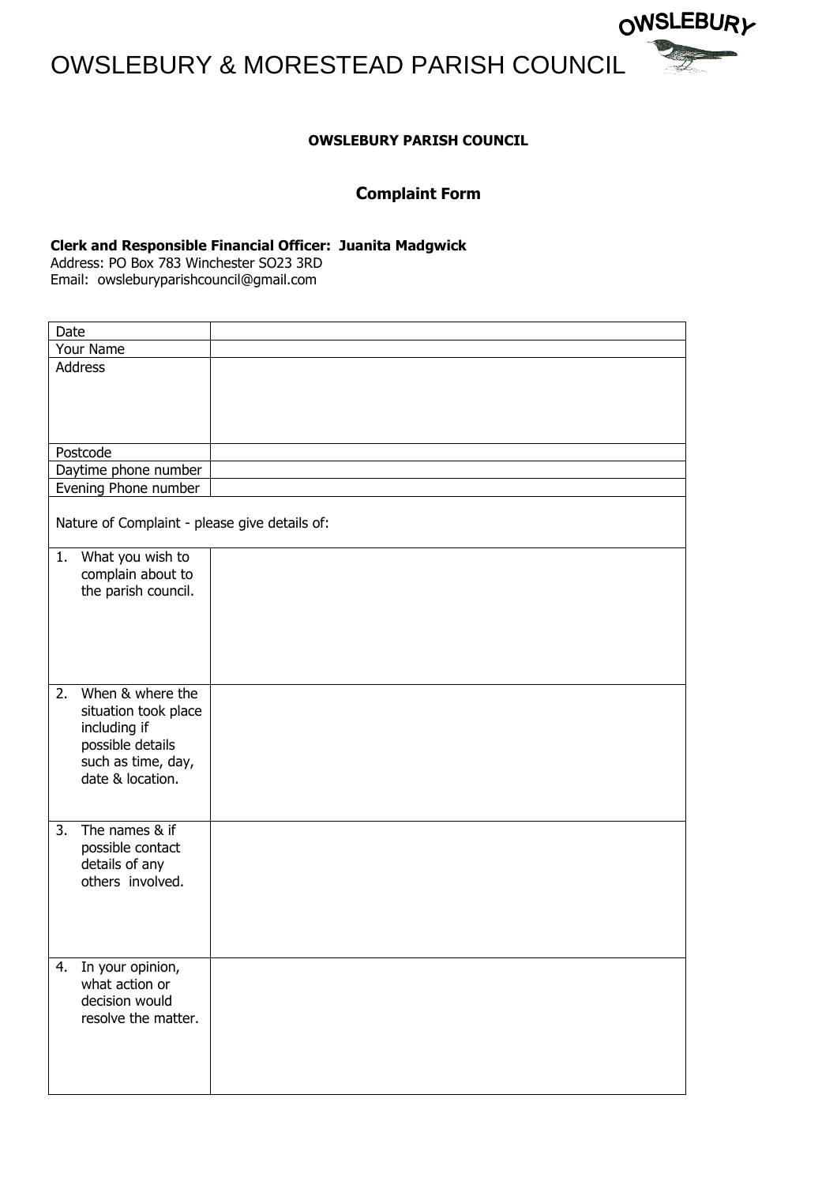# OWSLEBURY & MORESTEAD PARISH COUNCIL

**OWSLEBURY PARISH COUNCIL**

## Complaint Form

**Clerk and Responsible Financial Officer: Juanita Madgwick**
Address: PO Box 783 Winchester SO23 3RD
Email: owsleburyparishcouncil@gmail.com

| Date | |
|---|---|
| Your Name | |
| Address | |
| Postcode | |
| Daytime phone number | |
| Evening Phone number | |
| Nature of Complaint - please give details of: | |
| 1. What you wish to complain about to the parish council. | |
| 2. When & where the situation took place including if possible details such as time, day, date & location. | |
| 3. The names & if possible contact details of any others involved. | |
| 4. In your opinion, what action or decision would resolve the matter. | |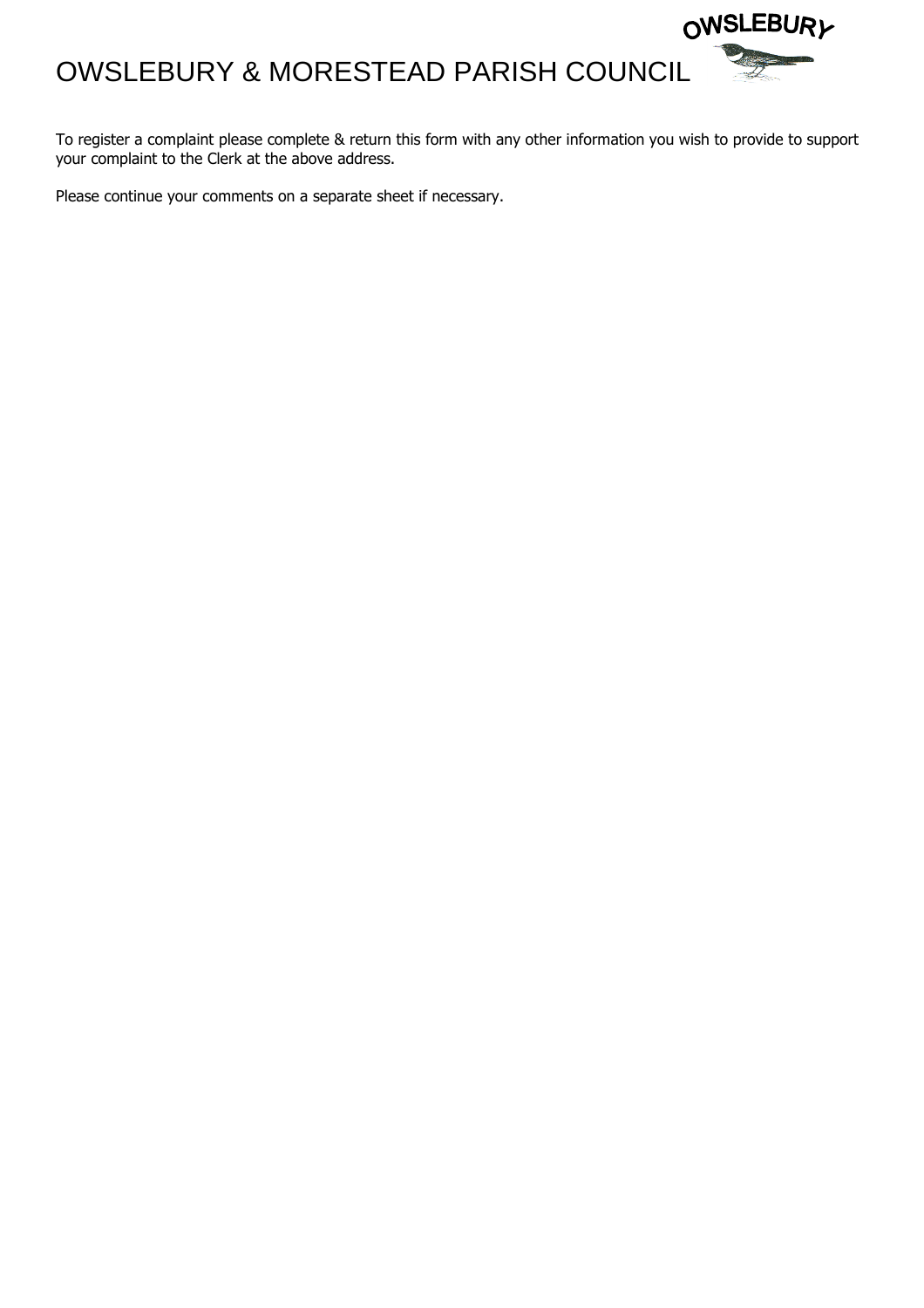# OWSLEBURY & MORESTEAD PARISH COUNCIL

OWSLEBURY

To register a complaint please complete & return this form with any other information you wish to provide to support your complaint to the Clerk at the above address.

Please continue your comments on a separate sheet if necessary.